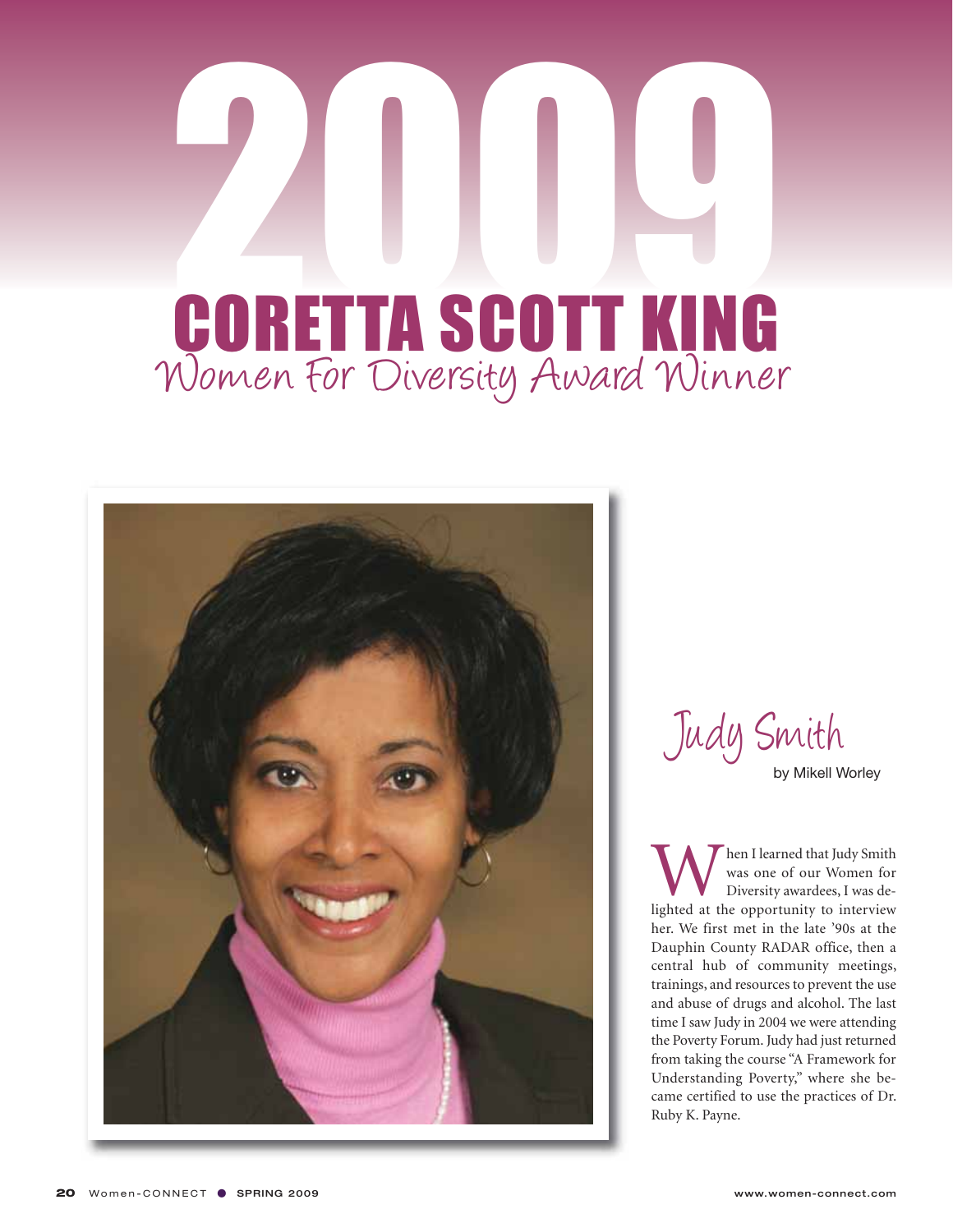# 2009 CORETTA SCOTT KING

## Women For Diversity Award Winner

## Judy Smith

by Mikell Worley

When I learned that Judy Smith was one of our Women for Diversity awardees, I was delighted at the opportunity to interview her. We first met in the late '90s at the Dauphin County RADAR office, then a central hub of community meetings, trainings, and resources to prevent the use and abuse of drugs and alcohol. The last time I saw Judy in 2004 we were attending the Poverty Forum. Judy had just returned from taking the course "A Framework for Understanding Poverty," where she became certified to use the practices of Dr. Ruby K. Payne.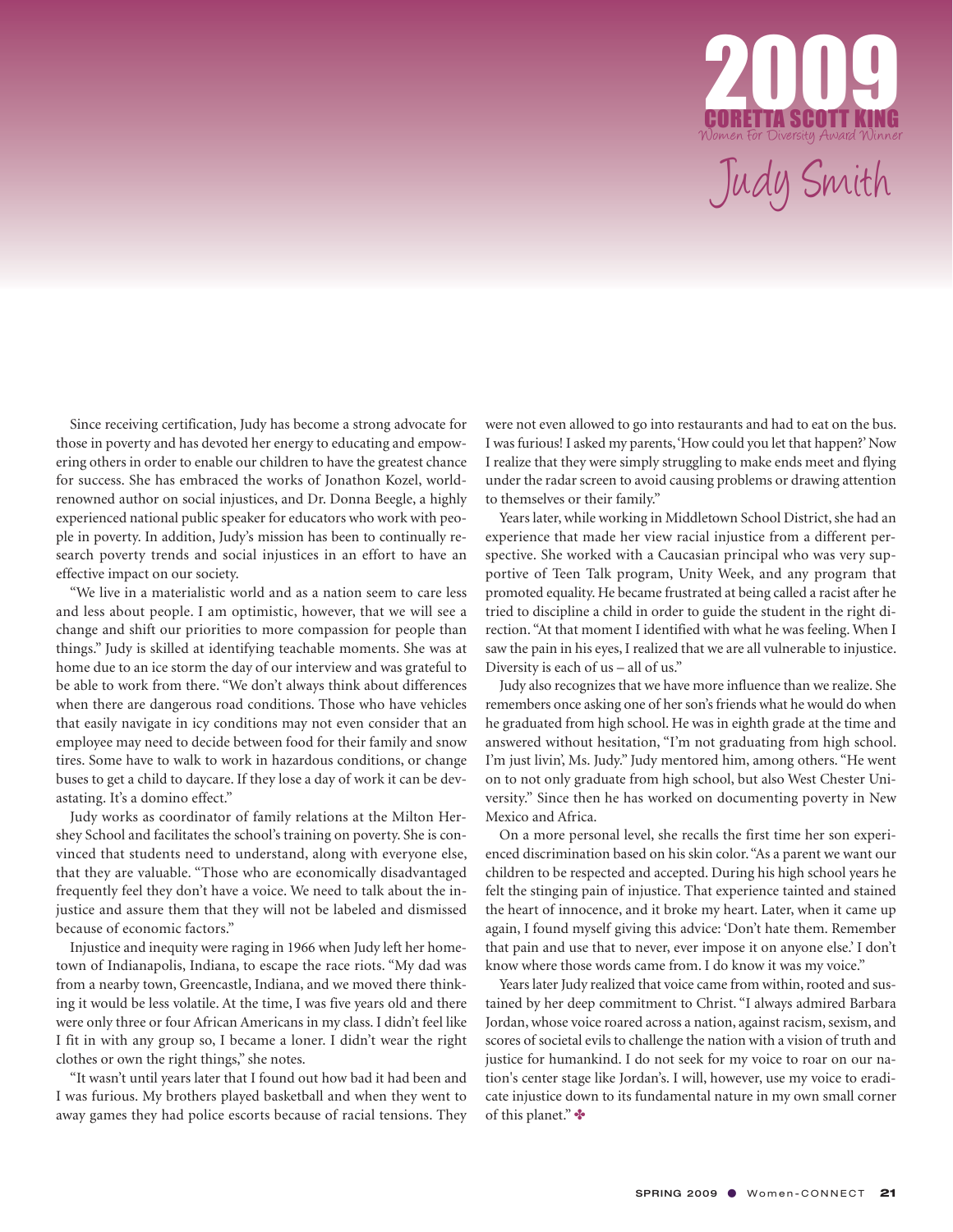# 2009 CORETTA SCOTT KING

Women For Diversity Award Winner

## Judy Smith

Since receiving certification, Judy has become a strong advocate for those in poverty and has devoted her energy to educating and empowering others in order to enable our children to have the greatest chance for success. She has embraced the works of Jonathon Kozel, world-renowned author on social injustices, and Dr. Donna Beegle, a highly experienced national public speaker for educators who work with people in poverty. In addition, Judy's mission has been to continually research poverty trends and social injustices in an effort to have an effective impact on our society.

"We live in a materialistic world and as a nation seem to care less and less about people. I am optimistic, however, that we will see a change and shift our priorities to more compassion for people than things." Judy is skilled at identifying teachable moments. She was at home due to an ice storm the day of our interview and was grateful to be able to work from there. "We don't always think about differences when there are dangerous road conditions. Those who have vehicles that easily navigate in icy conditions may not even consider that an employee may need to decide between food for their family and snow tires. Some have to walk to work in hazardous conditions, or change buses to get a child to daycare. If they lose a day of work it can be devastating. It's a domino effect."

Judy works as coordinator of family relations at the Milton Hershey School and facilitates the school's training on poverty. She is convinced that students need to understand, along with everyone else, that they are valuable. "Those who are economically disadvantaged frequently feel they don't have a voice. We need to talk about the injustice and assure them that they will not be labeled and dismissed because of economic factors."

Injustice and inequity were raging in 1966 when Judy left her hometown of Indianapolis, Indiana, to escape the race riots. "My dad was from a nearby town, Greencastle, Indiana, and we moved there thinking it would be less volatile. At the time, I was five years old and there were only three or four African Americans in my class. I didn't feel like I fit in with any group so, I became a loner. I didn't wear the right clothes or own the right things," she notes.

"It wasn't until years later that I found out how bad it had been and I was furious. My brothers played basketball and when they went to away games they had police escorts because of racial tensions. They were not even allowed to go into restaurants and had to eat on the bus. I was furious! I asked my parents, 'How could you let that happen?' Now I realize that they were simply struggling to make ends meet and flying under the radar screen to avoid causing problems or drawing attention to themselves or their family."

Years later, while working in Middletown School District, she had an experience that made her view racial injustice from a different perspective. She worked with a Caucasian principal who was very supportive of Teen Talk program, Unity Week, and any program that promoted equality. He became frustrated at being called a racist after he tried to discipline a child in order to guide the student in the right direction. "At that moment I identified with what he was feeling. When I saw the pain in his eyes, I realized that we are all vulnerable to injustice. Diversity is each of us – all of us."

Judy also recognizes that we have more influence than we realize. She remembers once asking one of her son's friends what he would do when he graduated from high school. He was in eighth grade at the time and answered without hesitation, "I'm not graduating from high school. I'm just livin', Ms. Judy." Judy mentored him, among others. "He went on to not only graduate from high school, but also West Chester University." Since then he has worked on documenting poverty in New Mexico and Africa.

On a more personal level, she recalls the first time her son experienced discrimination based on his skin color. "As a parent we want our children to be respected and accepted. During his high school years he felt the stinging pain of injustice. That experience tainted and stained the heart of innocence, and it broke my heart. Later, when it came up again, I found myself giving this advice: 'Don't hate them. Remember that pain and use that to never, ever impose it on anyone else.' I don't know where those words came from. I do know it was my voice."

Years later Judy realized that voice came from within, rooted and sustained by her deep commitment to Christ. "I always admired Barbara Jordan, whose voice roared across a nation, against racism, sexism, and scores of societal evils to challenge the nation with a vision of truth and justice for humankind. I do not seek for my voice to roar on our nation's center stage like Jordan's. I will, however, use my voice to eradicate injustice down to its fundamental nature in my own small corner of this planet." ✤